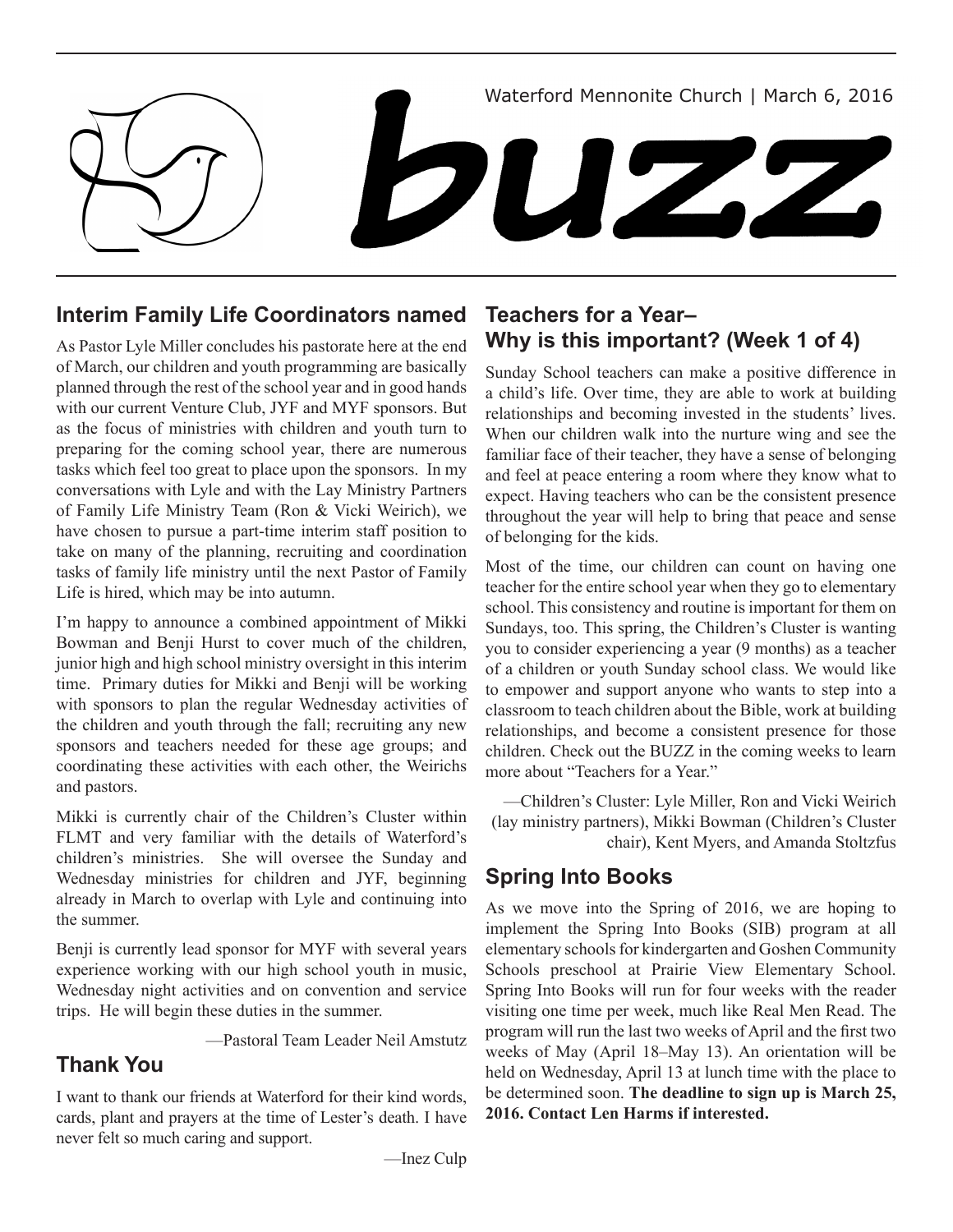Waterford Mennonite Church | March 6, 2016

# buzz

## Interim Family Life Coordinators named

As Pastor Lyle Miller concludes his pastorate here at the end of March, our children and youth programming are basically planned through the rest of the school year and in good hands with our current Venture Club, JYF and MYF sponsors. But as the focus of ministries with children and youth turn to preparing for the coming school year, there are numerous tasks which feel too great to place upon the sponsors. In my conversations with Lyle and with the Lay Ministry Partners of Family Life Ministry Team (Ron & Vicki Weirich), we have chosen to pursue a part-time interim staff position to take on many of the planning, recruiting and coordination tasks of family life ministry until the next Pastor of Family Life is hired, which may be into autumn.

I'm happy to announce a combined appointment of Mikki Bowman and Benji Hurst to cover much of the children, junior high and high school ministry oversight in this interim time. Primary duties for Mikki and Benji will be working with sponsors to plan the regular Wednesday activities of the children and youth through the fall; recruiting any new sponsors and teachers needed for these age groups; and coordinating these activities with each other, the Weirichs and pastors.

Mikki is currently chair of the Children's Cluster within FLMT and very familiar with the details of Waterford's children's ministries. She will oversee the Sunday and Wednesday ministries for children and JYF, beginning already in March to overlap with Lyle and continuing into the summer.

Benji is currently lead sponsor for MYF with several years experience working with our high school youth in music, Wednesday night activities and on convention and service trips. He will begin these duties in the summer.

—Pastoral Team Leader Neil Amstutz

## Thank You

I want to thank our friends at Waterford for their kind words, cards, plant and prayers at the time of Lester's death. I have never felt so much caring and support.

—Inez Culp

## Teachers for a Year– Why is this important? (Week 1 of 4)

Sunday School teachers can make a positive difference in a child's life. Over time, they are able to work at building relationships and becoming invested in the students' lives. When our children walk into the nurture wing and see the familiar face of their teacher, they have a sense of belonging and feel at peace entering a room where they know what to expect. Having teachers who can be the consistent presence throughout the year will help to bring that peace and sense of belonging for the kids.

Most of the time, our children can count on having one teacher for the entire school year when they go to elementary school. This consistency and routine is important for them on Sundays, too. This spring, the Children's Cluster is wanting you to consider experiencing a year (9 months) as a teacher of a children or youth Sunday school class. We would like to empower and support anyone who wants to step into a classroom to teach children about the Bible, work at building relationships, and become a consistent presence for those children. Check out the BUZZ in the coming weeks to learn more about "Teachers for a Year."

—Children's Cluster: Lyle Miller, Ron and Vicki Weirich (lay ministry partners), Mikki Bowman (Children's Cluster chair), Kent Myers, and Amanda Stoltzfus

## Spring Into Books

As we move into the Spring of 2016, we are hoping to implement the Spring Into Books (SIB) program at all elementary schools for kindergarten and Goshen Community Schools preschool at Prairie View Elementary School. Spring Into Books will run for four weeks with the reader visiting one time per week, much like Real Men Read. The program will run the last two weeks of April and the first two weeks of May (April 18–May 13). An orientation will be held on Wednesday, April 13 at lunch time with the place to be determined soon. **The deadline to sign up is March 25, 2016. Contact Len Harms if interested.**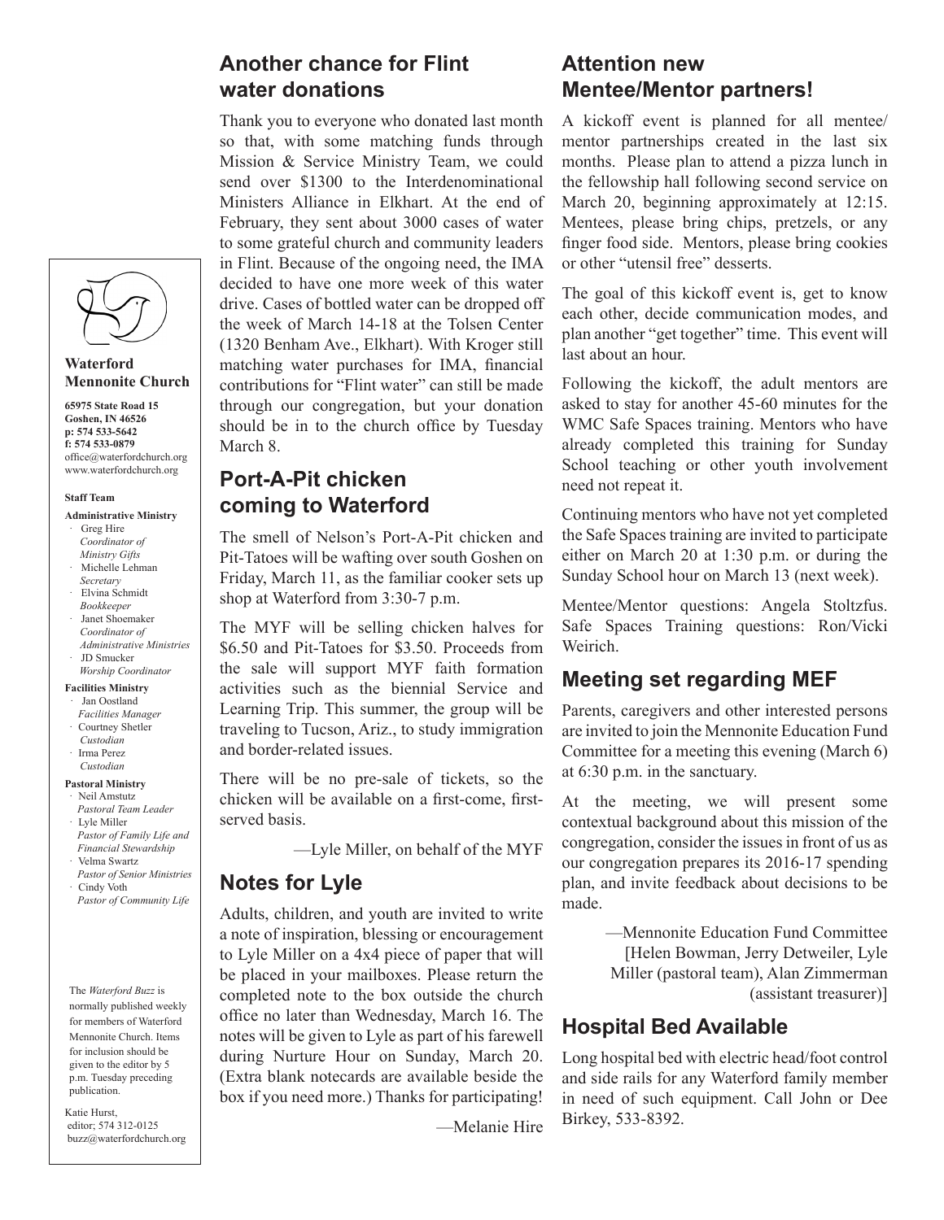**Waterford Mennonite Church**

**65975 State Road 15**
**Goshen, IN 46526**
**p: 574 533-5642**
**f: 574 533-0879**
office@waterfordchurch.org
www.waterfordchurch.org

**Staff Team**

**Administrative Ministry**

- Greg Hire
  *Coordinator of Ministry Gifts*
- Michelle Lehman
  *Secretary*
- Elvina Schmidt
  *Bookkeeper*
- Janet Shoemaker
  *Coordinator of Administrative Ministries*
- JD Smucker
  *Worship Coordinator*

**Facilities Ministry**

- Jan Oostland
  *Facilities Manager*
- Courtney Shetler
  *Custodian*
- Irma Perez
  *Custodian*

**Pastoral Ministry**

- Neil Amstutz
  *Pastoral Team Leader*
- Lyle Miller
  *Pastor of Family Life and Financial Stewardship*
- Velma Swartz
  *Pastor of Senior Ministries*
- Cindy Voth
  *Pastor of Community Life*

The *Waterford Buzz* is normally published weekly for members of Waterford Mennonite Church. Items for inclusion should be given to the editor by 5 p.m. Tuesday preceding publication.

Katie Hurst, editor; 574 312-0125
buzz@waterfordchurch.org

## Another chance for Flint water donations

Thank you to everyone who donated last month so that, with some matching funds through Mission & Service Ministry Team, we could send over $1300 to the Interdenominational Ministers Alliance in Elkhart. At the end of February, they sent about 3000 cases of water to some grateful church and community leaders in Flint. Because of the ongoing need, the IMA decided to have one more week of this water drive. Cases of bottled water can be dropped off the week of March 14-18 at the Tolsen Center (1320 Benham Ave., Elkhart). With Kroger still matching water purchases for IMA, financial contributions for "Flint water" can still be made through our congregation, but your donation should be in to the church office by Tuesday March 8.

## Port-A-Pit chicken coming to Waterford

The smell of Nelson's Port-A-Pit chicken and Pit-Tatoes will be wafting over south Goshen on Friday, March 11, as the familiar cooker sets up shop at Waterford from 3:30-7 p.m.

The MYF will be selling chicken halves for $6.50 and Pit-Tatoes for $3.50. Proceeds from the sale will support MYF faith formation activities such as the biennial Service and Learning Trip. This summer, the group will be traveling to Tucson, Ariz., to study immigration and border-related issues.

There will be no pre-sale of tickets, so the chicken will be available on a first-come, first-served basis.

—Lyle Miller, on behalf of the MYF

## Notes for Lyle

Adults, children, and youth are invited to write a note of inspiration, blessing or encouragement to Lyle Miller on a 4x4 piece of paper that will be placed in your mailboxes. Please return the completed note to the box outside the church office no later than Wednesday, March 16. The notes will be given to Lyle as part of his farewell during Nurture Hour on Sunday, March 20. (Extra blank notecards are available beside the box if you need more.) Thanks for participating!

—Melanie Hire

## Attention new Mentee/Mentor partners!

A kickoff event is planned for all mentee/mentor partnerships created in the last six months. Please plan to attend a pizza lunch in the fellowship hall following second service on March 20, beginning approximately at 12:15. Mentees, please bring chips, pretzels, or any finger food side. Mentors, please bring cookies or other "utensil free" desserts.

The goal of this kickoff event is, get to know each other, decide communication modes, and plan another "get together" time. This event will last about an hour.

Following the kickoff, the adult mentors are asked to stay for another 45-60 minutes for the WMC Safe Spaces training. Mentors who have already completed this training for Sunday School teaching or other youth involvement need not repeat it.

Continuing mentors who have not yet completed the Safe Spaces training are invited to participate either on March 20 at 1:30 p.m. or during the Sunday School hour on March 13 (next week).

Mentee/Mentor questions: Angela Stoltzfus. Safe Spaces Training questions: Ron/Vicki Weirich.

## Meeting set regarding MEF

Parents, caregivers and other interested persons are invited to join the Mennonite Education Fund Committee for a meeting this evening (March 6) at 6:30 p.m. in the sanctuary.

At the meeting, we will present some contextual background about this mission of the congregation, consider the issues in front of us as our congregation prepares its 2016-17 spending plan, and invite feedback about decisions to be made.

—Mennonite Education Fund Committee [Helen Bowman, Jerry Detweiler, Lyle Miller (pastoral team), Alan Zimmerman (assistant treasurer)]

## Hospital Bed Available

Long hospital bed with electric head/foot control and side rails for any Waterford family member in need of such equipment. Call John or Dee Birkey, 533-8392.